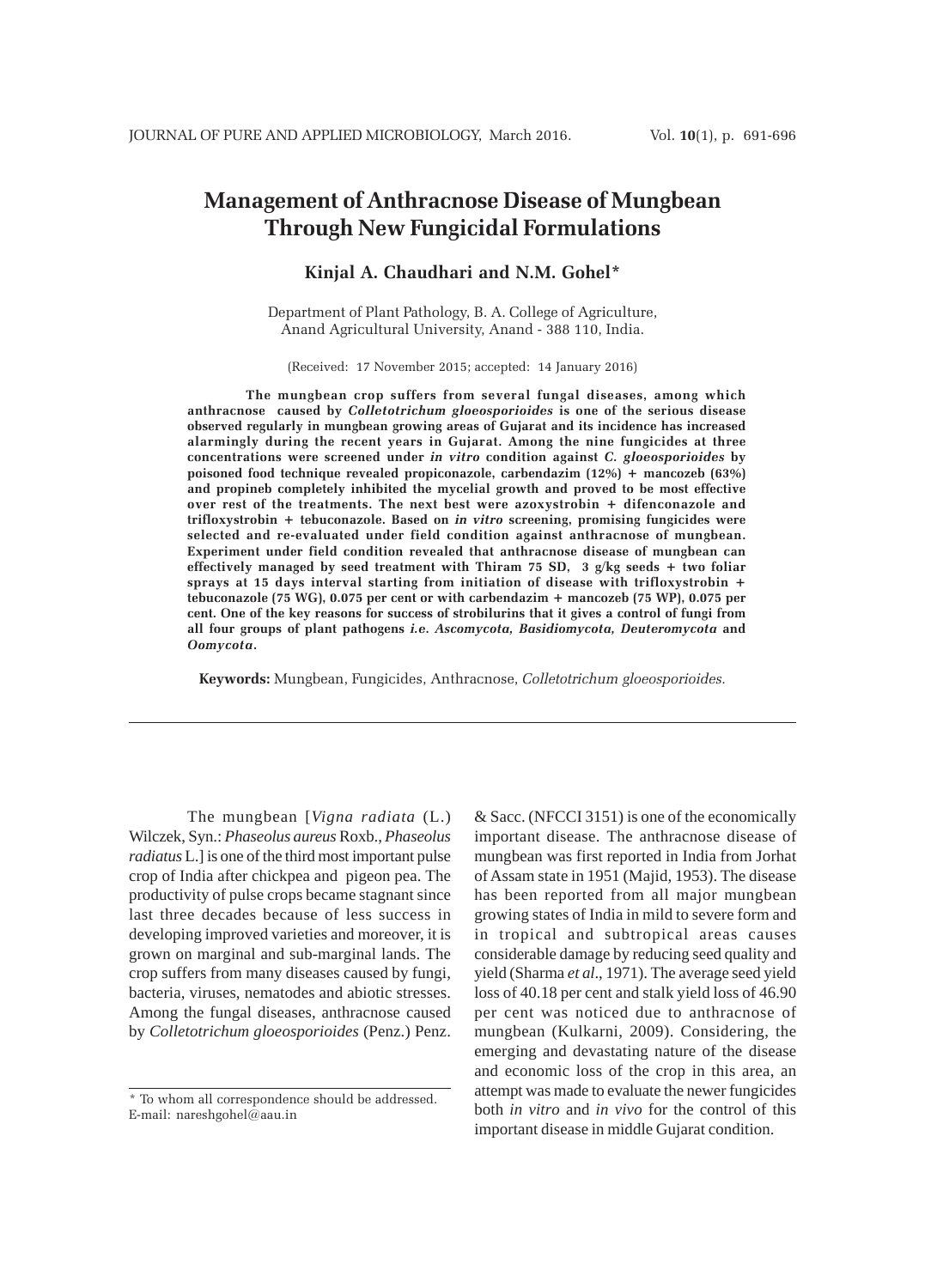# Management of Anthracnose Disease of Mungbean Through New Fungicidal Formulations

**Kinjal A. Chaudhari and N.M. Gohel***

Department of Plant Pathology, B. A. College of Agriculture, Anand Agricultural University, Anand - 388 110, India.

(Received: 17 November 2015; accepted: 14 January 2016)

**The mungbean crop suffers from several fungal diseases, among which anthracnose caused by *Colletotrichum gloeosporioides* is one of the serious disease observed regularly in mungbean growing areas of Gujarat and its incidence has increased alarmingly during the recent years in Gujarat. Among the nine fungicides at three concentrations were screened under *in vitro* condition against *C. gloeosporioides* by poisoned food technique revealed propiconazole, carbendazim (12%) + mancozeb (63%) and propineb completely inhibited the mycelial growth and proved to be most effective over rest of the treatments. The next best were azoxystrobin + difenconazole and trifloxystrobin + tebuconazole. Based on *in vitro* screening, promising fungicides were selected and re-evaluated under field condition against anthracnose of mungbean. Experiment under field condition revealed that anthracnose disease of mungbean can effectively managed by seed treatment with Thiram 75 SD, 3 g/kg seeds + two foliar sprays at 15 days interval starting from initiation of disease with trifloxystrobin + tebuconazole (75 WG), 0.075 per cent or with carbendazim + mancozeb (75 WP), 0.075 per cent. One of the key reasons for success of strobilurins that it gives a control of fungi from all four groups of plant pathogens *i.e. Ascomycota, Basidiomycota, Deuteromycota* and *Oomycota*.**

**Keywords:** Mungbean, Fungicides, Anthracnose, *Colletotrichum gloeosporioides.*

---

The mungbean [*Vigna radiata* (L.) Wilczek, Syn.: *Phaseolus aureus* Roxb., *Phaseolus radiatus* L.] is one of the third most important pulse crop of India after chickpea and pigeon pea. The productivity of pulse crops became stagnant since last three decades because of less success in developing improved varieties and moreover, it is grown on marginal and sub-marginal lands. The crop suffers from many diseases caused by fungi, bacteria, viruses, nematodes and abiotic stresses. Among the fungal diseases, anthracnose caused by *Colletotrichum gloeosporioides* (Penz.) Penz. & Sacc. (NFCCI 3151) is one of the economically important disease. The anthracnose disease of mungbean was first reported in India from Jorhat of Assam state in 1951 (Majid, 1953). The disease has been reported from all major mungbean growing states of India in mild to severe form and in tropical and subtropical areas causes considerable damage by reducing seed quality and yield (Sharma *et al*., 1971). The average seed yield loss of 40.18 per cent and stalk yield loss of 46.90 per cent was noticed due to anthracnose of mungbean (Kulkarni, 2009). Considering, the emerging and devastating nature of the disease and economic loss of the crop in this area, an attempt was made to evaluate the newer fungicides both *in vitro* and *in vivo* for the control of this important disease in middle Gujarat condition.

\* To whom all correspondence should be addressed.
E-mail: nareshgohel@aau.in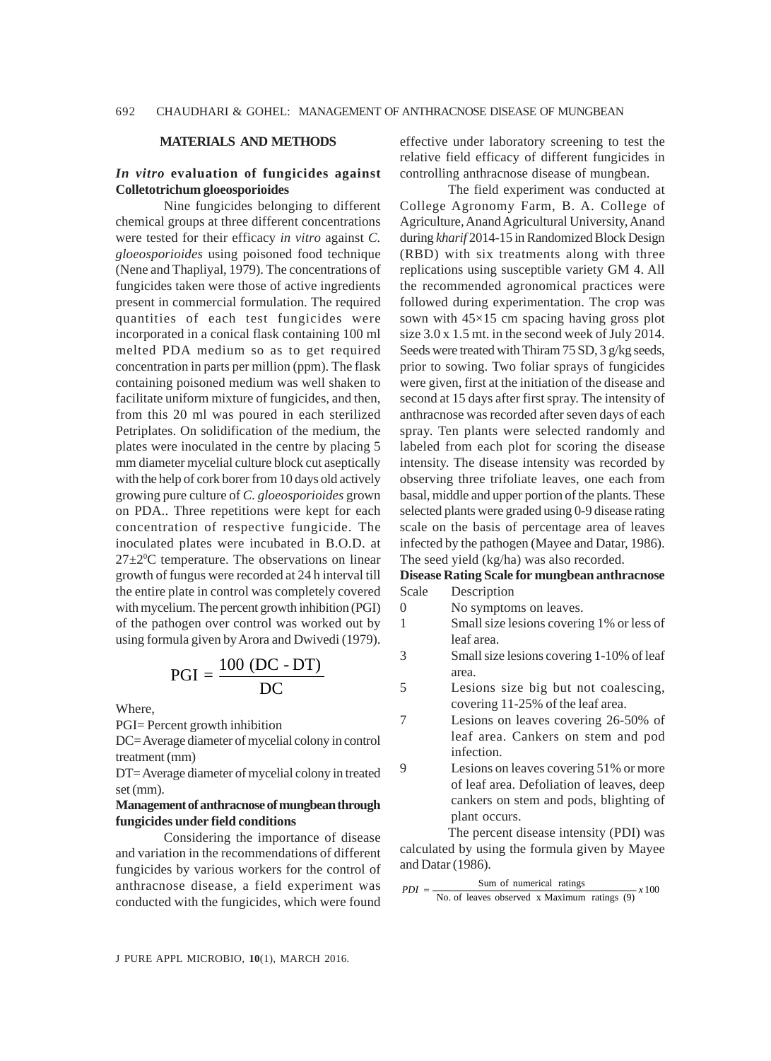## MATERIALS AND METHODS

### *In vitro* evaluation of fungicides against Colletotrichum gloeosporioides

Nine fungicides belonging to different chemical groups at three different concentrations were tested for their efficacy *in vitro* against *C. gloeosporioides* using poisoned food technique (Nene and Thapliyal, 1979). The concentrations of fungicides taken were those of active ingredients present in commercial formulation. The required quantities of each test fungicides were incorporated in a conical flask containing 100 ml melted PDA medium so as to get required concentration in parts per million (ppm). The flask containing poisoned medium was well shaken to facilitate uniform mixture of fungicides, and then, from this 20 ml was poured in each sterilized Petriplates. On solidification of the medium, the plates were inoculated in the centre by placing 5 mm diameter mycelial culture block cut aseptically with the help of cork borer from 10 days old actively growing pure culture of *C. gloeosporioides* grown on PDA.. Three repetitions were kept for each concentration of respective fungicide. The inoculated plates were incubated in B.O.D. at $27\pm2^{0}$C temperature. The observations on linear growth of fungus were recorded at 24 h interval till the entire plate in control was completely covered with mycelium. The percent growth inhibition (PGI) of the pathogen over control was worked out by using formula given by Arora and Dwivedi (1979).

$$\text{PGI} = \frac{100\ (\text{DC - DT})}{\text{DC}}$$

Where,

PGI= Percent growth inhibition

DC= Average diameter of mycelial colony in control treatment (mm)

DT= Average diameter of mycelial colony in treated set (mm).

### Management of anthracnose of mungbean through fungicides under field conditions

Considering the importance of disease and variation in the recommendations of different fungicides by various workers for the control of anthracnose disease, a field experiment was conducted with the fungicides, which were found effective under laboratory screening to test the relative field efficacy of different fungicides in controlling anthracnose disease of mungbean.

The field experiment was conducted at College Agronomy Farm, B. A. College of Agriculture, Anand Agricultural University, Anand during *kharif* 2014-15 in Randomized Block Design (RBD) with six treatments along with three replications using susceptible variety GM 4. All the recommended agronomical practices were followed during experimentation. The crop was sown with 45×15 cm spacing having gross plot size 3.0 x 1.5 mt. in the second week of July 2014. Seeds were treated with Thiram 75 SD, 3 g/kg seeds, prior to sowing. Two foliar sprays of fungicides were given, first at the initiation of the disease and second at 15 days after first spray. The intensity of anthracnose was recorded after seven days of each spray. Ten plants were selected randomly and labeled from each plot for scoring the disease intensity. The disease intensity was recorded by observing three trifoliate leaves, one each from basal, middle and upper portion of the plants. These selected plants were graded using 0-9 disease rating scale on the basis of percentage area of leaves infected by the pathogen (Mayee and Datar, 1986). The seed yield (kg/ha) was also recorded.

**Disease Rating Scale for mungbean anthracnose**

| Scale | Description |
|---|---|
| 0 | No symptoms on leaves. |
| 1 | Small size lesions covering 1% or less of leaf area. |
| 3 | Small size lesions covering 1-10% of leaf area. |
| 5 | Lesions size big but not coalescing, covering 11-25% of the leaf area. |
| 7 | Lesions on leaves covering 26-50% of leaf area. Cankers on stem and pod infection. |
| 9 | Lesions on leaves covering 51% or more of leaf area. Defoliation of leaves, deep cankers on stem and pods, blighting of plant occurs. |

The percent disease intensity (PDI) was calculated by using the formula given by Mayee and Datar (1986).

$$PDI = \frac{\text{Sum of numerical ratings}}{\text{No. of leaves observed x Maximum ratings (9)}} x\,100$$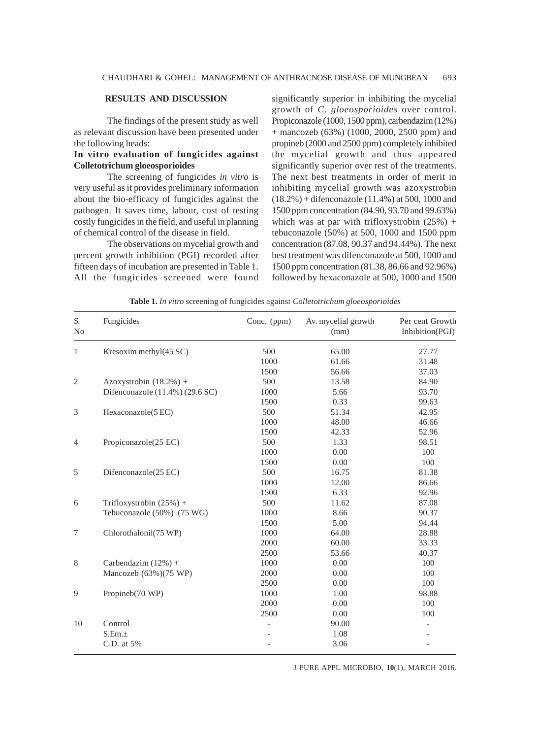## RESULTS AND DISCUSSION

The findings of the present study as well as relevant discussion have been presented under the following heads:

### In vitro evaluation of fungicides against Colletotrichum gloeosporioides

The screening of fungicides *in vitro* is very useful as it provides preliminary information about the bio-efficacy of fungicides against the pathogen. It saves time, labour, cost of testing costly fungicides in the field, and useful in planning of chemical control of the disease in field.

The observations on mycelial growth and percent growth inhibition (PGI) recorded after fifteen days of incubation are presented in Table 1. All the fungicides screened were found significantly superior in inhibiting the mycelial growth of *C. gloeosporioides* over control. Propiconazole (1000, 1500 ppm), carbendazim (12%) + mancozeb (63%) (1000, 2000, 2500 ppm) and propineb (2000 and 2500 ppm) completely inhibited the mycelial growth and thus appeared significantly superior over rest of the treatments. The next best treatments in order of merit in inhibiting mycelial growth was azoxystrobin (18.2%) + difenconazole (11.4%) at 500, 1000 and 1500 ppm concentration (84.90, 93.70 and 99.63%) which was at par with trifloxystrobin (25%) + tebuconazole (50%) at 500, 1000 and 1500 ppm concentration (87.08, 90.37 and 94.44%). The next best treatment was difenconazole at 500, 1000 and 1500 ppm concentration (81.38, 86.66 and 92.96%) followed by hexaconazole at 500, 1000 and 1500

**Table 1.** *In vitro* screening of fungicides against *Colletotrichum gloeosporioides*

| S. No | Fungicides | Conc. (ppm) | Av. mycelial growth (mm) | Per cent Growth Inhibition(PGI) |
|---|---|---|---|---|
| 1 | Kresoxim methyl(45 SC) | 500 | 65.00 | 27.77 |
| | | 1000 | 61.66 | 31.48 |
| | | 1500 | 56.66 | 37.03 |
| 2 | Azoxystrobin (18.2%) + | 500 | 13.58 | 84.90 |
| | Difenconazole (11.4%) (29.6 SC) | 1000 | 5.66 | 93.70 |
| | | 1500 | 0.33 | 99.63 |
| 3 | Hexaconazole(5 EC) | 500 | 51.34 | 42.95 |
| | | 1000 | 48.00 | 46.66 |
| | | 1500 | 42.33 | 52.96 |
| 4 | Propiconazole(25 EC) | 500 | 1.33 | 98.51 |
| | | 1000 | 0.00 | 100 |
| | | 1500 | 0.00 | 100 |
| 5 | Difenconazole(25 EC) | 500 | 16.75 | 81.38 |
| | | 1000 | 12.00 | 86.66 |
| | | 1500 | 6.33 | 92.96 |
| 6 | Trifloxystrobin (25%) + | 500 | 11.62 | 87.08 |
| | Tebuconazole (50%) (75 WG) | 1000 | 8.66 | 90.37 |
| | | 1500 | 5.00 | 94.44 |
| 7 | Chlorothalonil(75 WP) | 1000 | 64.00 | 28.88 |
| | | 2000 | 60.00 | 33.33 |
| | | 2500 | 53.66 | 40.37 |
| 8 | Carbendazim (12%) + | 1000 | 0.00 | 100 |
| | Mancozeb (63%)(75 WP) | 2000 | 0.00 | 100 |
| | | 2500 | 0.00 | 100 |
| 9 | Propineb(70 WP) | 1000 | 1.00 | 98.88 |
| | | 2000 | 0.00 | 100 |
| | | 2500 | 0.00 | 100 |
| 10 | Control | - | 90.00 | - |
| | S.Em.± | - | 1.08 | - |
| | C.D. at 5% | - | 3.06 | - |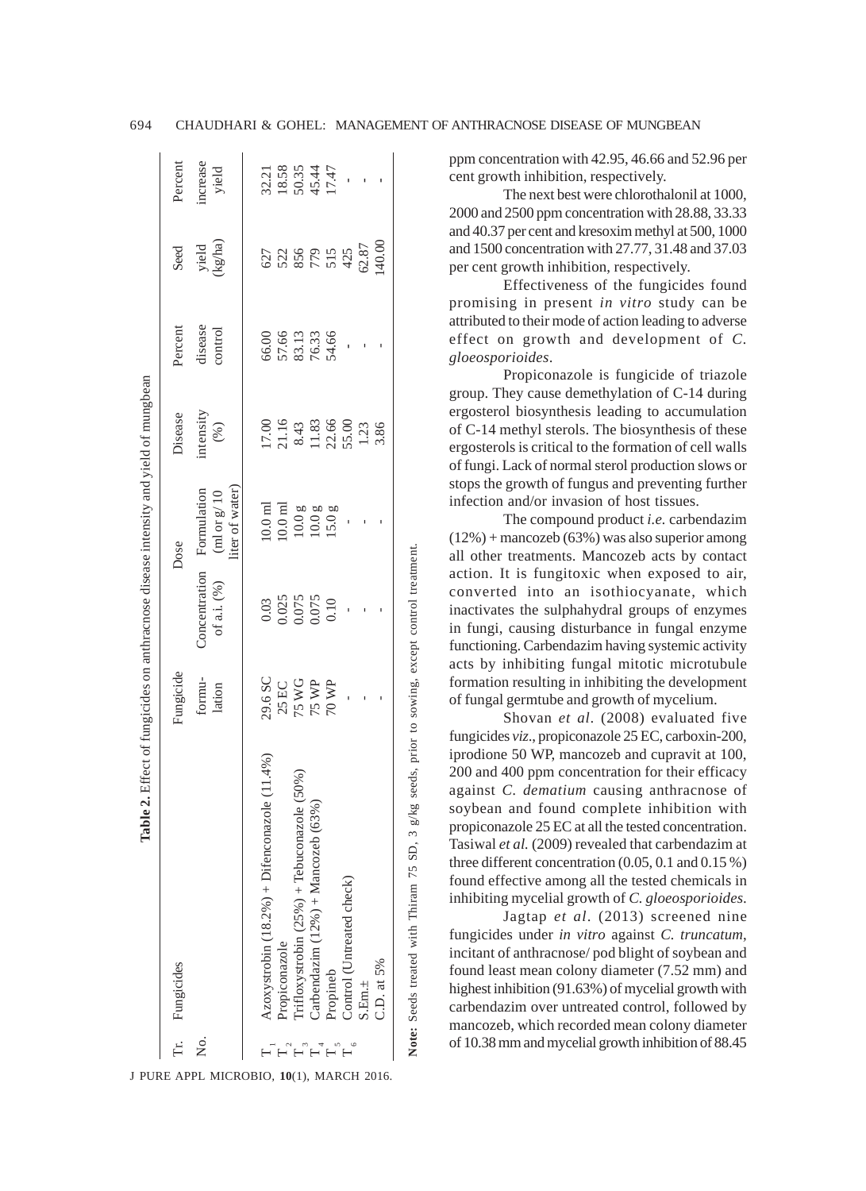**Table 2.** Effect of fungicides on anthracnose disease intensity and yield of mungbean

| Tr. No. | Fungicides | Fungicide formu-lation | Dose | | Disease intensity (%) | Percent disease control | Seed yield (kg/ha) | Percent increase yield |
|---|---|---|---|---|---|---|---|---|
| | | | Concentration of a.i. (%) | Formulation (ml or g/10 liter of water) | | | | |
| $T_1$ | Azoxystrobin (18.2%) + Difenconazole (11.4%) | 29.6 SC | 0.03 | 10.0 ml | 17.00 | 66.00 | 627 | 32.21 |
| $T_2$ | Propiconazole | 25 EC | 0.025 | 10.0 ml | 21.16 | 57.66 | 522 | 18.58 |
| $T_3$ | Trifloxystrobin (25%) + Tebuconazole (50%) | 75 WG | 0.075 | 10.0 g | 8.43 | 83.13 | 856 | 50.35 |
| $T_4$ | Carbendazim (12%) + Mancozeb (63%) | 75 WP | 0.075 | 10.0 g | 11.83 | 76.33 | 779 | 45.44 |
| $T_5$ | Propineb | 70 WP | 0.10 | 15.0 g | 22.66 | 54.66 | 515 | 17.47 |
| $T_6$ | Control (Untreated check) | - | - | - | 55.00 | - | 425 | - |
| | S.Em.± | - | - | - | 1.23 | - | 62.87 | - |
| | C.D. at 5% | - | - | - | 3.86 | - | 140.00 | - |

**Note:** Seeds treated with Thiram 75 SD, 3 g/kg seeds, prior to sowing, except control treatment.

ppm concentration with 42.95, 46.66 and 52.96 per cent growth inhibition, respectively.

The next best were chlorothalonil at 1000, 2000 and 2500 ppm concentration with 28.88, 33.33 and 40.37 per cent and kresoxim methyl at 500, 1000 and 1500 concentration with 27.77, 31.48 and 37.03 per cent growth inhibition, respectively.

Effectiveness of the fungicides found promising in present *in vitro* study can be attributed to their mode of action leading to adverse effect on growth and development of *C. gloeosporioides*.

Propiconazole is fungicide of triazole group. They cause demethylation of C-14 during ergosterol biosynthesis leading to accumulation of C-14 methyl sterols. The biosynthesis of these ergosterols is critical to the formation of cell walls of fungi. Lack of normal sterol production slows or stops the growth of fungus and preventing further infection and/or invasion of host tissues.

The compound product *i.e.* carbendazim (12%) + mancozeb (63%) was also superior among all other treatments. Mancozeb acts by contact action. It is fungitoxic when exposed to air, converted into an isothiocyanate, which inactivates the sulphahydral groups of enzymes in fungi, causing disturbance in fungal enzyme functioning. Carbendazim having systemic activity acts by inhibiting fungal mitotic microtubule formation resulting in inhibiting the development of fungal germtube and growth of mycelium.

Shovan *et al*. (2008) evaluated five fungicides *viz*., propiconazole 25 EC, carboxin-200, iprodione 50 WP, mancozeb and cupravit at 100, 200 and 400 ppm concentration for their efficacy against *C. dematium* causing anthracnose of soybean and found complete inhibition with propiconazole 25 EC at all the tested concentration. Tasiwal *et al.* (2009) revealed that carbendazim at three different concentration (0.05, 0.1 and 0.15 %) found effective among all the tested chemicals in inhibiting mycelial growth of *C. gloeosporioides*.

Jagtap *et al*. (2013) screened nine fungicides under *in vitro* against *C. truncatum*, incitant of anthracnose/ pod blight of soybean and found least mean colony diameter (7.52 mm) and highest inhibition (91.63%) of mycelial growth with carbendazim over untreated control, followed by mancozeb, which recorded mean colony diameter of 10.38 mm and mycelial growth inhibition of 88.45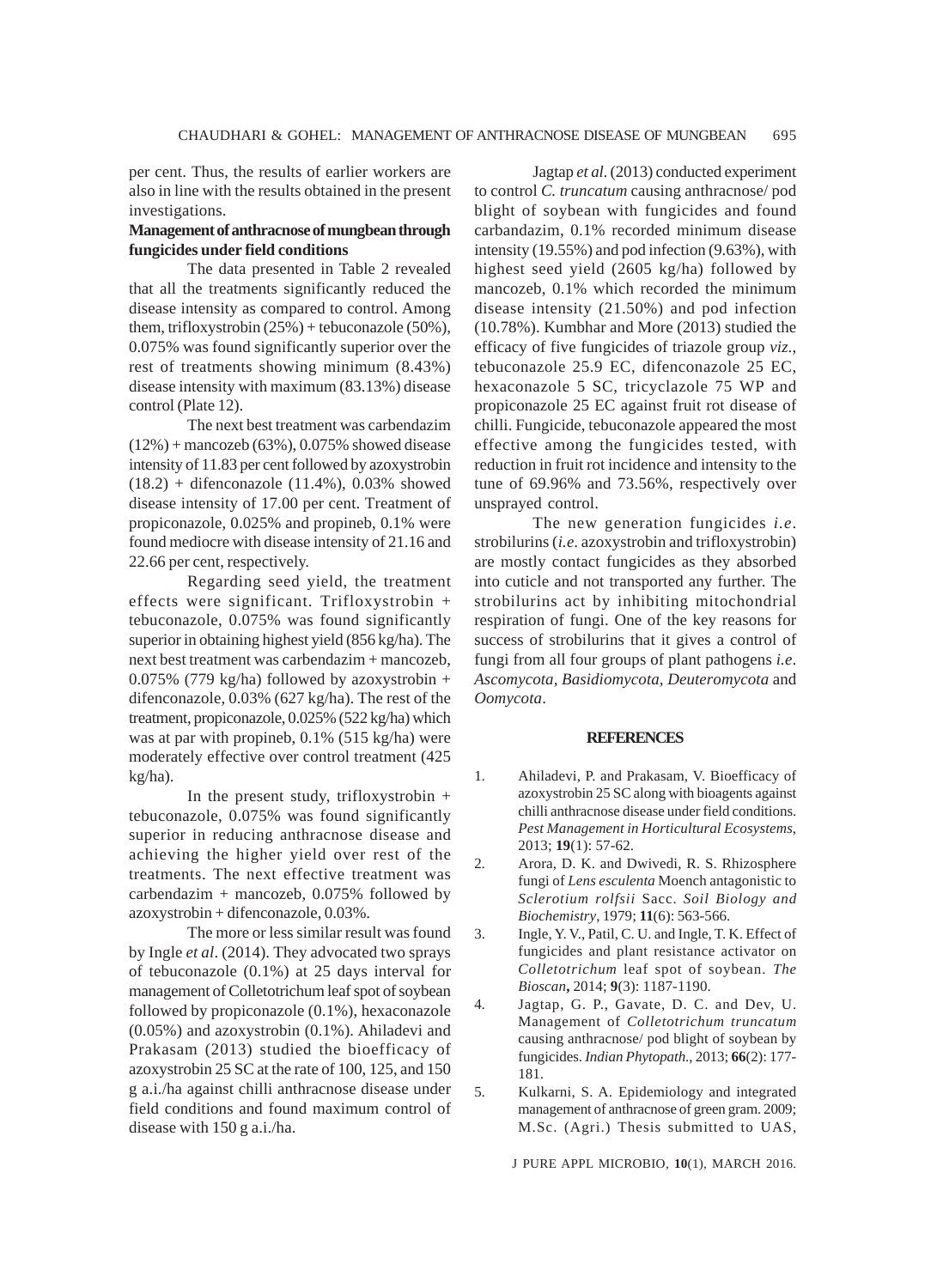per cent. Thus, the results of earlier workers are also in line with the results obtained in the present investigations.

**Management of anthracnose of mungbean through fungicides under field conditions**

The data presented in Table 2 revealed that all the treatments significantly reduced the disease intensity as compared to control. Among them, trifloxystrobin (25%) + tebuconazole (50%), 0.075% was found significantly superior over the rest of treatments showing minimum (8.43%) disease intensity with maximum (83.13%) disease control (Plate 12).

The next best treatment was carbendazim (12%) + mancozeb (63%), 0.075% showed disease intensity of 11.83 per cent followed by azoxystrobin (18.2) + difenconazole (11.4%), 0.03% showed disease intensity of 17.00 per cent. Treatment of propiconazole, 0.025% and propineb, 0.1% were found mediocre with disease intensity of 21.16 and 22.66 per cent, respectively.

Regarding seed yield, the treatment effects were significant. Trifloxystrobin + tebuconazole, 0.075% was found significantly superior in obtaining highest yield (856 kg/ha). The next best treatment was carbendazim + mancozeb, 0.075% (779 kg/ha) followed by azoxystrobin + difenconazole, 0.03% (627 kg/ha). The rest of the treatment, propiconazole, 0.025% (522 kg/ha) which was at par with propineb, 0.1% (515 kg/ha) were moderately effective over control treatment (425 kg/ha).

In the present study, trifloxystrobin + tebuconazole, 0.075% was found significantly superior in reducing anthracnose disease and achieving the higher yield over rest of the treatments. The next effective treatment was carbendazim + mancozeb, 0.075% followed by azoxystrobin + difenconazole, 0.03%.

The more or less similar result was found by Ingle *et al*. (2014). They advocated two sprays of tebuconazole (0.1%) at 25 days interval for management of Colletotrichum leaf spot of soybean followed by propiconazole (0.1%), hexaconazole (0.05%) and azoxystrobin (0.1%). Ahiladevi and Prakasam (2013) studied the bioefficacy of azoxystrobin 25 SC at the rate of 100, 125, and 150 g a.i./ha against chilli anthracnose disease under field conditions and found maximum control of disease with 150 g a.i./ha.

Jagtap *et al.* (2013) conducted experiment to control *C. truncatum* causing anthracnose/ pod blight of soybean with fungicides and found carbandazim, 0.1% recorded minimum disease intensity (19.55%) and pod infection (9.63%), with highest seed yield (2605 kg/ha) followed by mancozeb, 0.1% which recorded the minimum disease intensity (21.50%) and pod infection (10.78%). Kumbhar and More (2013) studied the efficacy of five fungicides of triazole group *viz.*, tebuconazole 25.9 EC, difenconazole 25 EC, hexaconazole 5 SC, tricyclazole 75 WP and propiconazole 25 EC against fruit rot disease of chilli. Fungicide, tebuconazole appeared the most effective among the fungicides tested, with reduction in fruit rot incidence and intensity to the tune of 69.96% and 73.56%, respectively over unsprayed control.

The new generation fungicides *i.e*. strobilurins (*i.e.* azoxystrobin and trifloxystrobin) are mostly contact fungicides as they absorbed into cuticle and not transported any further. The strobilurins act by inhibiting mitochondrial respiration of fungi. One of the key reasons for success of strobilurins that it gives a control of fungi from all four groups of plant pathogens *i.e*. *Ascomycota*, *Basidiomycota*, *Deuteromycota* and *Oomycota*.

## REFERENCES

1. Ahiladevi, P. and Prakasam, V. Bioefficacy of azoxystrobin 25 SC along with bioagents against chilli anthracnose disease under field conditions. *Pest Management in Horticultural Ecosystems*, 2013; **19**(1): 57-62.
2. Arora, D. K. and Dwivedi, R. S. Rhizosphere fungi of *Lens esculenta* Moench antagonistic to *Sclerotium rolfsii* Sacc. *Soil Biology and Biochemistry*, 1979; **11**(6): 563-566.
3. Ingle, Y. V., Patil, C. U. and Ingle, T. K. Effect of fungicides and plant resistance activator on *Colletotrichum* leaf spot of soybean. *The Bioscan***,** 2014; **9**(3): 1187-1190.
4. Jagtap, G. P., Gavate, D. C. and Dev, U. Management of *Colletotrichum truncatum* causing anthracnose/ pod blight of soybean by fungicides. *Indian Phytopath*., 2013; **66**(2): 177-181.
5. Kulkarni, S. A. Epidemiology and integrated management of anthracnose of green gram. 2009; M.Sc. (Agri.) Thesis submitted to UAS,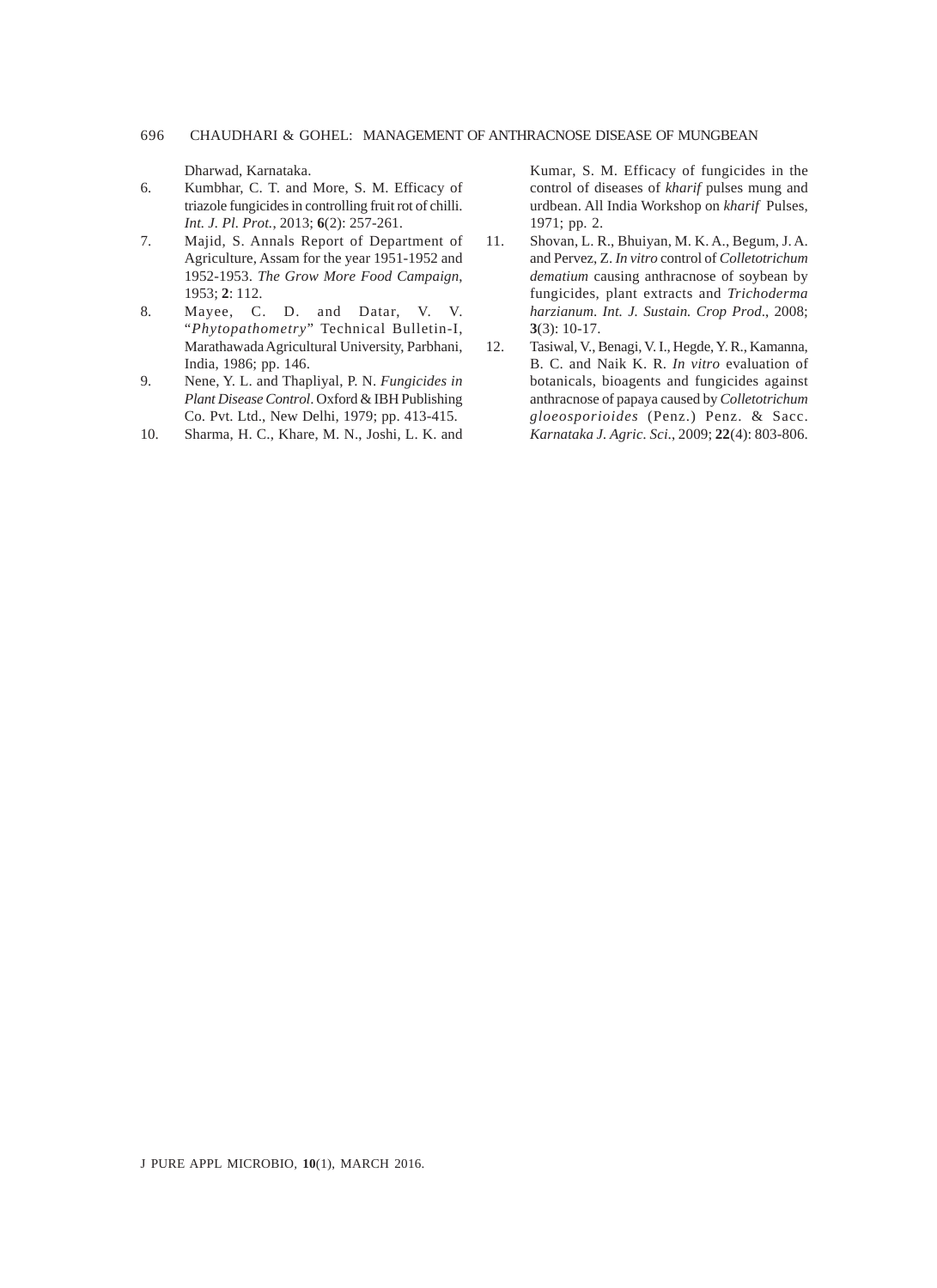Dharwad, Karnataka.

6. Kumbhar, C. T. and More, S. M. Efficacy of triazole fungicides in controlling fruit rot of chilli. *Int. J. Pl. Prot.*, 2013; **6**(2): 257-261.
7. Majid, S. Annals Report of Department of Agriculture, Assam for the year 1951-1952 and 1952-1953. *The Grow More Food Campaign*, 1953; **2**: 112.
8. Mayee, C. D. and Datar, V. V. "*Phytopathometry*" Technical Bulletin-I, Marathawada Agricultural University, Parbhani, India, 1986; pp. 146.
9. Nene, Y. L. and Thapliyal, P. N. *Fungicides in Plant Disease Control*. Oxford & IBH Publishing Co. Pvt. Ltd., New Delhi, 1979; pp. 413-415.
10. Sharma, H. C., Khare, M. N., Joshi, L. K. and Kumar, S. M. Efficacy of fungicides in the control of diseases of *kharif* pulses mung and urdbean. All India Workshop on *kharif* Pulses, 1971; pp. 2.
11. Shovan, L. R., Bhuiyan, M. K. A., Begum, J. A. and Pervez, Z. *In vitro* control of *Colletotrichum dematium* causing anthracnose of soybean by fungicides, plant extracts and *Trichoderma harzianum*. *Int. J. Sustain. Crop Prod*., 2008; **3**(3): 10-17.
12. Tasiwal, V., Benagi, V. I., Hegde, Y. R., Kamanna, B. C. and Naik K. R. *In vitro* evaluation of botanicals, bioagents and fungicides against anthracnose of papaya caused by *Colletotrichum gloeosporioides* (Penz.) Penz. & Sacc. *Karnataka J. Agric. Sci.*, 2009; **22**(4): 803-806.